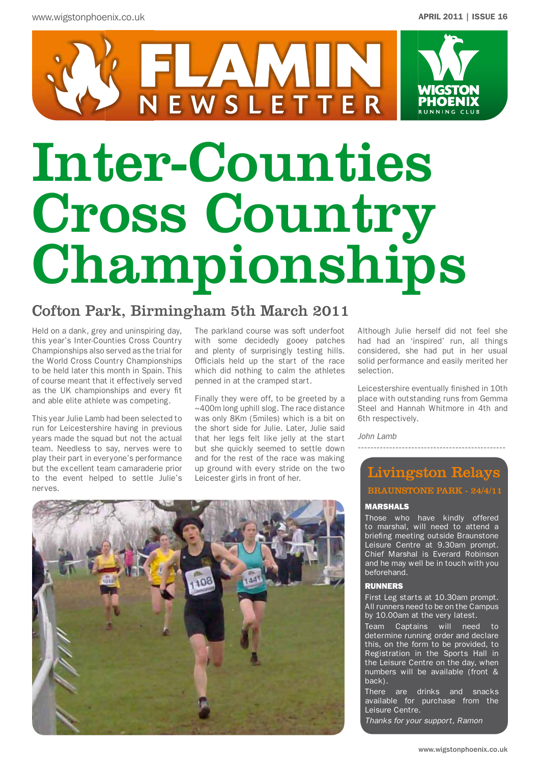# FLAMIN NEWSLETTER

WIGSTON PHOENIX RUNNING CLUB

APRIL 2011 | ISSUE 16

# Inter-Counties Cross Country Championships

## Cofton Park, Birmingham 5th March 2011

Held on a dank, grey and uninspiring day, this year's Inter-Counties Cross Country Championships also served as the trial for the World Cross Country Championships to be held later this month in Spain. This of course meant that it effectively served as the UK championships and every fit and able elite athlete was competing.

This year Julie Lamb had been selected to run for Leicestershire having in previous years made the squad but not the actual team. Needless to say, nerves were to play their part in everyone's performance but the excellent team camaraderie prior to the event helped to settle Julie's nerves.

The parkland course was soft underfoot with some decidedly gooey patches and plenty of surprisingly testing hills. Officials held up the start of the race which did nothing to calm the athletes penned in at the cramped start.

Finally they were off, to be greeted by a ~400m long uphill slog. The race distance was only 8Km (5miles) which is a bit on the short side for Julie. Later, Julie said that her legs felt like jelly at the start but she quickly seemed to settle down and for the rest of the race was making up ground with every stride on the two Leicester girls in front of her.

Although Julie herself did not feel she had had an 'inspired' run, all things considered, she had put in her usual solid performance and easily merited her selection.

Leicestershire eventually finished in 10th place with outstanding runs from Gemma Steel and Hannah Whitmore in 4th and 6th respectively.

*John Lamb*

---

## Livingston Relays

**BRAUNSTONE PARK - 24/4/11**

### MARSHALS

Those who have kindly offered to marshal, will need to attend a briefing meeting outside Braunstone Leisure Centre at 9.30am prompt. Chief Marshal is Everard Robinson and he may well be in touch with you beforehand.

### RUNNERS

First Leg starts at 10.30am prompt. All runners need to be on the Campus by 10.00am at the very latest.

Team Captains will need to determine running order and declare this, on the form to be provided, to Registration in the Sports Hall in the Leisure Centre on the day, when numbers will be available (front & back).

There are drinks and snacks available for purchase from the Leisure Centre.

*Thanks for your support, Ramon*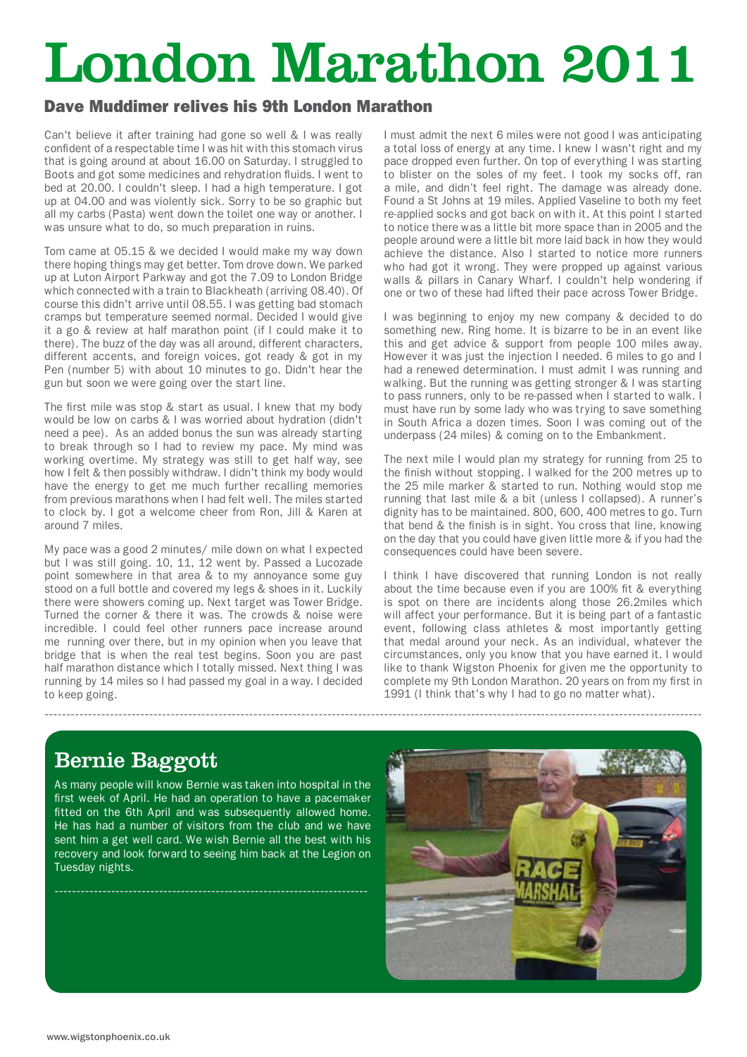# London Marathon 2011

## Dave Muddimer relives his 9th London Marathon

Can't believe it after training had gone so well & I was really confident of a respectable time I was hit with this stomach virus that is going around at about 16.00 on Saturday. I struggled to Boots and got some medicines and rehydration fluids. I went to bed at 20.00. I couldn't sleep. I had a high temperature. I got up at 04.00 and was violently sick. Sorry to be so graphic but all my carbs (Pasta) went down the toilet one way or another. I was unsure what to do, so much preparation in ruins.

Tom came at 05.15 & we decided I would make my way down there hoping things may get better. Tom drove down. We parked up at Luton Airport Parkway and got the 7.09 to London Bridge which connected with a train to Blackheath (arriving 08.40). Of course this didn't arrive until 08.55. I was getting bad stomach cramps but temperature seemed normal. Decided I would give it a go & review at half marathon point (if I could make it to there). The buzz of the day was all around, different characters, different accents, and foreign voices, got ready & got in my Pen (number 5) with about 10 minutes to go. Didn't hear the gun but soon we were going over the start line.

The first mile was stop & start as usual. I knew that my body would be low on carbs & I was worried about hydration (didn't need a pee). As an added bonus the sun was already starting to break through so I had to review my pace. My mind was working overtime. My strategy was still to get half way, see how I felt & then possibly withdraw. I didn't think my body would have the energy to get me much further recalling memories from previous marathons when I had felt well. The miles started to clock by. I got a welcome cheer from Ron, Jill & Karen at around 7 miles.

My pace was a good 2 minutes/ mile down on what I expected but I was still going. 10, 11, 12 went by. Passed a Lucozade point somewhere in that area & to my annoyance some guy stood on a full bottle and covered my legs & shoes in it. Luckily there were showers coming up. Next target was Tower Bridge. Turned the corner & there it was. The crowds & noise were incredible. I could feel other runners pace increase around me running over there, but in my opinion when you leave that bridge that is when the real test begins. Soon you are past half marathon distance which I totally missed. Next thing I was running by 14 miles so I had passed my goal in a way. I decided to keep going.

I must admit the next 6 miles were not good I was anticipating a total loss of energy at any time. I knew I wasn't right and my pace dropped even further. On top of everything I was starting to blister on the soles of my feet. I took my socks off, ran a mile, and didn't feel right. The damage was already done. Found a St Johns at 19 miles. Applied Vaseline to both my feet re-applied socks and got back on with it. At this point I started to notice there was a little bit more space than in 2005 and the people around were a little bit more laid back in how they would achieve the distance. Also I started to notice more runners who had got it wrong. They were propped up against various walls & pillars in Canary Wharf. I couldn't help wondering if one or two of these had lifted their pace across Tower Bridge.

I was beginning to enjoy my new company & decided to do something new. Ring home. It is bizarre to be in an event like this and get advice & support from people 100 miles away. However it was just the injection I needed. 6 miles to go and I had a renewed determination. I must admit I was running and walking. But the running was getting stronger & I was starting to pass runners, only to be re-passed when I started to walk. I must have run by some lady who was trying to save something in South Africa a dozen times. Soon I was coming out of the underpass (24 miles) & coming on to the Embankment.

The next mile I would plan my strategy for running from 25 to the finish without stopping. I walked for the 200 metres up to the 25 mile marker & started to run. Nothing would stop me running that last mile & a bit (unless I collapsed). A runner's dignity has to be maintained. 800, 600, 400 metres to go. Turn that bend & the finish is in sight. You cross that line, knowing on the day that you could have given little more & if you had the consequences could have been severe.

I think I have discovered that running London is not really about the time because even if you are 100% fit & everything is spot on there are incidents along those 26.2miles which will affect your performance. But it is being part of a fantastic event, following class athletes & most importantly getting that medal around your neck. As an individual, whatever the circumstances, only you know that you have earned it. I would like to thank Wigston Phoenix for given me the opportunity to complete my 9th London Marathon. 20 years on from my first in 1991 (I think that's why I had to go no matter what).

---

## Bernie Baggott

As many people will know Bernie was taken into hospital in the first week of April. He had an operation to have a pacemaker fitted on the 6th April and was subsequently allowed home. He has had a number of visitors from the club and we have sent him a get well card. We wish Bernie all the best with his recovery and look forward to seeing him back at the Legion on Tuesday nights.

---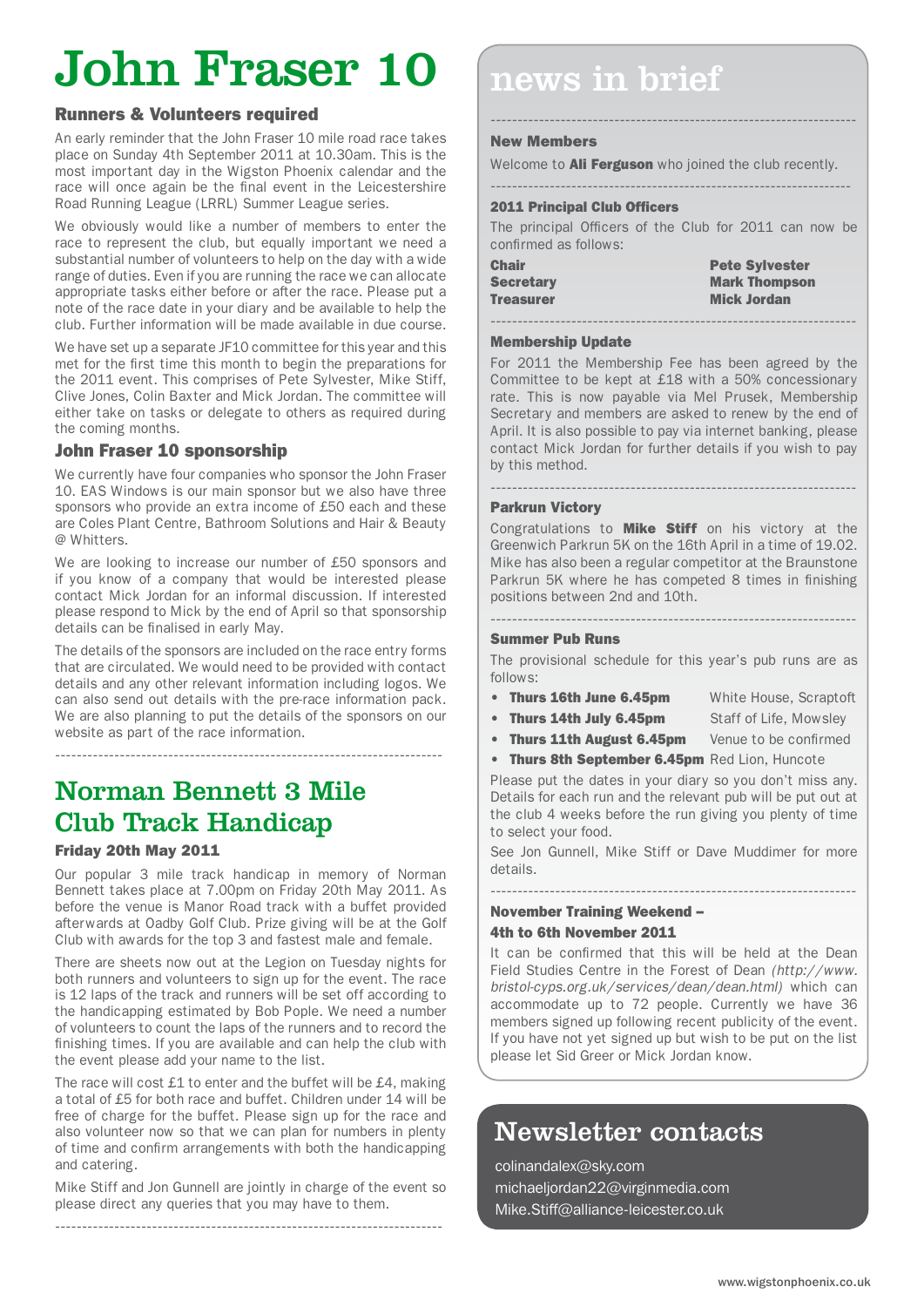# John Fraser 10

### Runners & Volunteers required

An early reminder that the John Fraser 10 mile road race takes place on Sunday 4th September 2011 at 10.30am. This is the most important day in the Wigston Phoenix calendar and the race will once again be the final event in the Leicestershire Road Running League (LRRL) Summer League series.

We obviously would like a number of members to enter the race to represent the club, but equally important we need a substantial number of volunteers to help on the day with a wide range of duties. Even if you are running the race we can allocate appropriate tasks either before or after the race. Please put a note of the race date in your diary and be available to help the club. Further information will be made available in due course.

We have set up a separate JF10 committee for this year and this met for the first time this month to begin the preparations for the 2011 event. This comprises of Pete Sylvester, Mike Stiff, Clive Jones, Colin Baxter and Mick Jordan. The committee will either take on tasks or delegate to others as required during the coming months.

### John Fraser 10 sponsorship

We currently have four companies who sponsor the John Fraser 10. EAS Windows is our main sponsor but we also have three sponsors who provide an extra income of £50 each and these are Coles Plant Centre, Bathroom Solutions and Hair & Beauty @ Whitters.

We are looking to increase our number of £50 sponsors and if you know of a company that would be interested please contact Mick Jordan for an informal discussion. If interested please respond to Mick by the end of April so that sponsorship details can be finalised in early May.

The details of the sponsors are included on the race entry forms that are circulated. We would need to be provided with contact details and any other relevant information including logos. We can also send out details with the pre-race information pack. We are also planning to put the details of the sponsors on our website as part of the race information.

---

## Norman Bennett 3 Mile Club Track Handicap

### Friday 20th May 2011

Our popular 3 mile track handicap in memory of Norman Bennett takes place at 7.00pm on Friday 20th May 2011. As before the venue is Manor Road track with a buffet provided afterwards at Oadby Golf Club. Prize giving will be at the Golf Club with awards for the top 3 and fastest male and female.

There are sheets now out at the Legion on Tuesday nights for both runners and volunteers to sign up for the event. The race is 12 laps of the track and runners will be set off according to the handicapping estimated by Bob Pople. We need a number of volunteers to count the laps of the runners and to record the finishing times. If you are available and can help the club with the event please add your name to the list.

The race will cost £1 to enter and the buffet will be £4, making a total of £5 for both race and buffet. Children under 14 will be free of charge for the buffet. Please sign up for the race and also volunteer now so that we can plan for numbers in plenty of time and confirm arrangements with both the handicapping and catering.

Mike Stiff and Jon Gunnell are jointly in charge of the event so please direct any queries that you may have to them.

---

## news in brief

### New Members

Welcome to **Ali Ferguson** who joined the club recently.

### 2011 Principal Club Officers

The principal Officers of the Club for 2011 can now be confirmed as follows:

| | |
|---|---|
| **Chair** | **Pete Sylvester** |
| **Secretary** | **Mark Thompson** |
| **Treasurer** | **Mick Jordan** |

### Membership Update

For 2011 the Membership Fee has been agreed by the Committee to be kept at £18 with a 50% concessionary rate. This is now payable via Mel Prusek, Membership Secretary and members are asked to renew by the end of April. It is also possible to pay via internet banking, please contact Mick Jordan for further details if you wish to pay by this method.

### Parkrun Victory

Congratulations to **Mike Stiff** on his victory at the Greenwich Parkrun 5K on the 16th April in a time of 19.02. Mike has also been a regular competitor at the Braunstone Parkrun 5K where he has competed 8 times in finishing positions between 2nd and 10th.

### Summer Pub Runs

The provisional schedule for this year's pub runs are as follows:

- **Thurs 16th June 6.45pm** White House, Scraptoft
- **Thurs 14th July 6.45pm** Staff of Life, Mowsley
- **Thurs 11th August 6.45pm** Venue to be confirmed
- **Thurs 8th September 6.45pm** Red Lion, Huncote

Please put the dates in your diary so you don't miss any. Details for each run and the relevant pub will be put out at the club 4 weeks before the run giving you plenty of time to select your food.

See Jon Gunnell, Mike Stiff or Dave Muddimer for more details.

### November Training Weekend – 4th to 6th November 2011

It can be confirmed that this will be held at the Dean Field Studies Centre in the Forest of Dean *(http://www.bristol-cyps.org.uk/services/dean/dean.html)* which can accommodate up to 72 people. Currently we have 36 members signed up following recent publicity of the event. If you have not yet signed up but wish to be put on the list please let Sid Greer or Mick Jordan know.

## Newsletter contacts

colinandalex@sky.com
michaeljordan22@virginmedia.com
Mike.Stiff@alliance-leicester.co.uk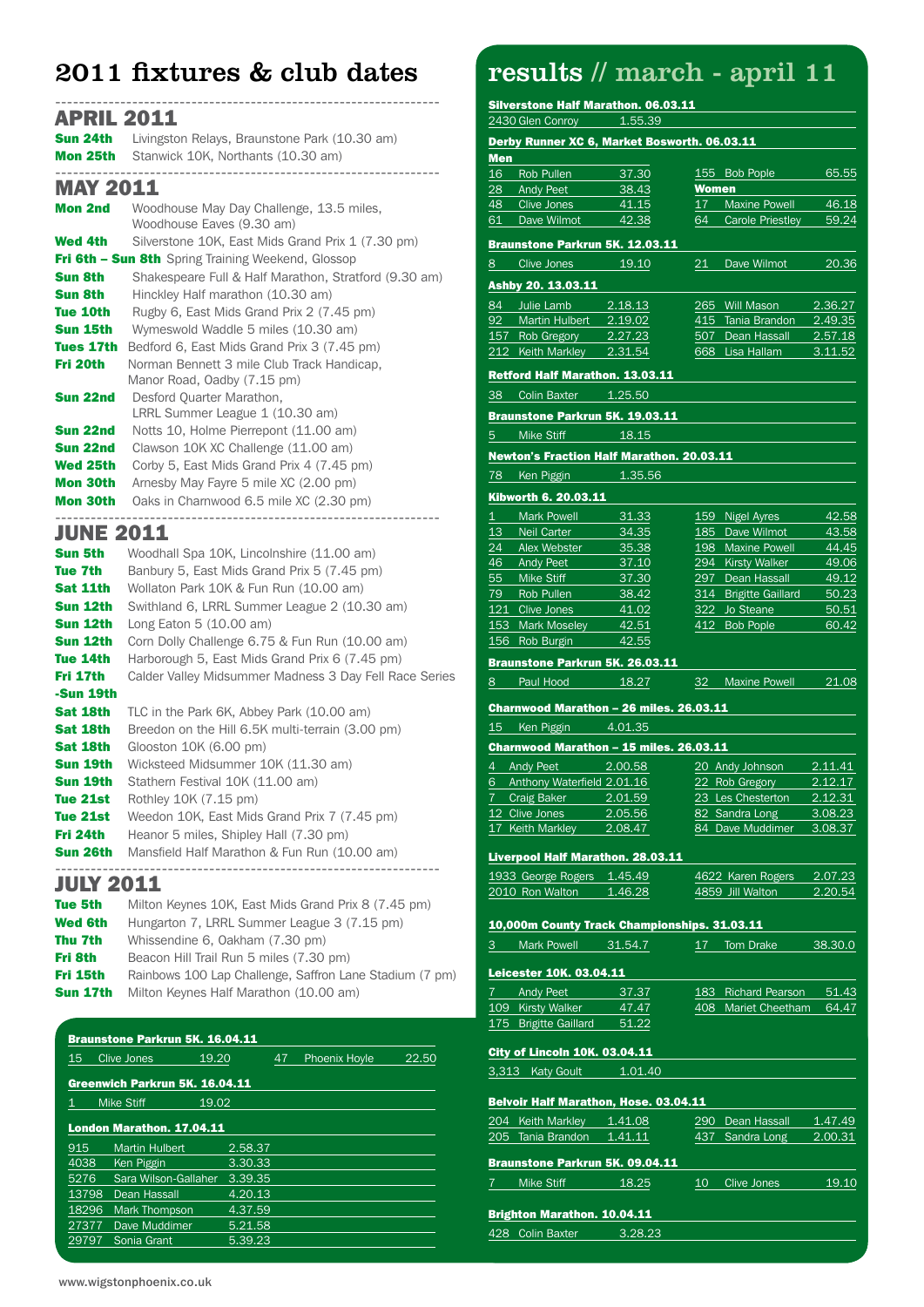# 2011 fixtures & club dates

## APRIL 2011

**Sun 24th** Livingston Relays, Braunstone Park (10.30 am)
**Mon 25th** Stanwick 10K, Northants (10.30 am)

## MAY 2011

**Mon 2nd** Woodhouse May Day Challenge, 13.5 miles, Woodhouse Eaves (9.30 am)
**Wed 4th** Silverstone 10K, East Mids Grand Prix 1 (7.30 pm)
**Fri 6th – Sun 8th** Spring Training Weekend, Glossop
**Sun 8th** Shakespeare Full & Half Marathon, Stratford (9.30 am)
**Sun 8th** Hinckley Half marathon (10.30 am)
**Tue 10th** Rugby 6, East Mids Grand Prix 2 (7.45 pm)
**Sun 15th** Wymeswold Waddle 5 miles (10.30 am)
**Tues 17th** Bedford 6, East Mids Grand Prix 3 (7.45 pm)
**Fri 20th** Norman Bennett 3 mile Club Track Handicap, Manor Road, Oadby (7.15 pm)
**Sun 22nd** Desford Quarter Marathon, LRRL Summer League 1 (10.30 am)
**Sun 22nd** Notts 10, Holme Pierrepont (11.00 am)
**Sun 22nd** Clawson 10K XC Challenge (11.00 am)
**Wed 25th** Corby 5, East Mids Grand Prix 4 (7.45 pm)
**Mon 30th** Arnesby May Fayre 5 mile XC (2.00 pm)
**Mon 30th** Oaks in Charnwood 6.5 mile XC (2.30 pm)

## JUNE 2011

**Sun 5th** Woodhall Spa 10K, Lincolnshire (11.00 am)
**Tue 7th** Banbury 5, East Mids Grand Prix 5 (7.45 pm)
**Sat 11th** Wollaton Park 10K & Fun Run (10.00 am)
**Sun 12th** Swithland 6, LRRL Summer League 2 (10.30 am)
**Sun 12th** Long Eaton 5 (10.00 am)
**Sun 12th** Corn Dolly Challenge 6.75 & Fun Run (10.00 am)
**Tue 14th** Harborough 5, East Mids Grand Prix 6 (7.45 pm)
**Fri 17th -Sun 19th** Calder Valley Midsummer Madness 3 Day Fell Race Series
**Sat 18th** TLC in the Park 6K, Abbey Park (10.00 am)
**Sat 18th** Breedon on the Hill 6.5K multi-terrain (3.00 pm)
**Sat 18th** Glooston 10K (6.00 pm)
**Sun 19th** Wicksteed Midsummer 10K (11.30 am)
**Sun 19th** Stathern Festival 10K (11.00 am)
**Tue 21st** Rothley 10K (7.15 pm)
**Tue 21st** Weedon 10K, East Mids Grand Prix 7 (7.45 pm)
**Fri 24th** Heanor 5 miles, Shipley Hall (7.30 pm)
**Sun 26th** Mansfield Half Marathon & Fun Run (10.00 am)

## JULY 2011

**Tue 5th** Milton Keynes 10K, East Mids Grand Prix 8 (7.45 pm)
**Wed 6th** Hungarton 7, LRRL Summer League 3 (7.15 pm)
**Thu 7th** Whissendine 6, Oakham (7.30 pm)
**Fri 8th** Beacon Hill Trail Run 5 miles (7.30 pm)
**Fri 15th** Rainbows 100 Lap Challenge, Saffron Lane Stadium (7 pm)
**Sun 17th** Milton Keynes Half Marathon (10.00 am)

### Braunstone Parkrun 5K. 16.04.11

| | | | | | |
|---|---|---|---|---|---|
| 15 | Clive Jones | 19.20 | 47 | Phoenix Hoyle | 22.50 |

### Greenwich Parkrun 5K. 16.04.11

| | | |
|---|---|---|
| 1 | Mike Stiff | 19.02 |

### London Marathon. 17.04.11

| | | |
|---|---|---|
| 915 | Martin Hulbert | 2.58.37 |
| 4038 | Ken Piggin | 3.30.33 |
| 5276 | Sara Wilson-Gallaher | 3.39.35 |
| 13798 | Dean Hassall | 4.20.13 |
| 18296 | Mark Thompson | 4.37.59 |
| 27377 | Dave Muddimer | 5.21.58 |
| 29797 | Sonia Grant | 5.39.23 |

# results // march - april 11

### Silverstone Half Marathon. 06.03.11

| | | |
|---|---|---|
| 2430 | Glen Conroy | 1.55.39 |

### Derby Runner XC 6, Market Bosworth. 06.03.11

| Men | | | | | |
|---|---|---|---|---|---|
| 16 | Rob Pullen | 37.30 | 155 | Bob Pople | 65.55 |
| 28 | Andy Peet | 38.43 | **Women** | | |
| 48 | Clive Jones | 41.15 | 17 | Maxine Powell | 46.18 |
| 61 | Dave Wilmot | 42.38 | 64 | Carole Priestley | 59.24 |

### Braunstone Parkrun 5K. 12.03.11

| | | | | | |
|---|---|---|---|---|---|
| 8 | Clive Jones | 19.10 | 21 | Dave Wilmot | 20.36 |

### Ashby 20. 13.03.11

| | | | | | |
|---|---|---|---|---|---|
| 84 | Julie Lamb | 2.18.13 | 265 | Will Mason | 2.36.27 |
| 92 | Martin Hulbert | 2.19.02 | 415 | Tania Brandon | 2.49.35 |
| 157 | Rob Gregory | 2.27.23 | 507 | Dean Hassall | 2.57.18 |
| 212 | Keith Markley | 2.31.54 | 668 | Lisa Hallam | 3.11.52 |

### Retford Half Marathon. 13.03.11

| | | |
|---|---|---|
| 38 | Colin Baxter | 1.25.50 |

### Braunstone Parkrun 5K. 19.03.11

| | | |
|---|---|---|
| 5 | Mike Stiff | 18.15 |

### Newton's Fraction Half Marathon. 20.03.11

| | | |
|---|---|---|
| 78 | Ken Piggin | 1.35.56 |

### Kibworth 6. 20.03.11

| | | | | | |
|---|---|---|---|---|---|
| 1 | Mark Powell | 31.33 | 159 | Nigel Ayres | 42.58 |
| 13 | Neil Carter | 34.35 | 185 | Dave Wilmot | 43.58 |
| 24 | Alex Webster | 35.38 | 198 | Maxine Powell | 44.45 |
| 46 | Andy Peet | 37.10 | 294 | Kirsty Walker | 49.06 |
| 55 | Mike Stiff | 37.30 | 297 | Dean Hassall | 49.12 |
| 79 | Rob Pullen | 38.42 | 314 | Brigitte Gaillard | 50.23 |
| 121 | Clive Jones | 41.02 | 322 | Jo Steane | 50.51 |
| 153 | Mark Moseley | 42.51 | 412 | Bob Pople | 60.42 |
| 156 | Rob Burgin | 42.55 | | | |

### Braunstone Parkrun 5K. 26.03.11

| | | | | | |
|---|---|---|---|---|---|
| 8 | Paul Hood | 18.27 | 32 | Maxine Powell | 21.08 |

### Charnwood Marathon – 26 miles. 26.03.11

| | | |
|---|---|---|
| 15 | Ken Piggin | 4.01.35 |

### Charnwood Marathon – 15 miles. 26.03.11

| | | | | | |
|---|---|---|---|---|---|
| 4 | Andy Peet | 2.00.58 | 20 | Andy Johnson | 2.11.41 |
| 6 | Anthony Waterfield | 2.01.16 | 22 | Rob Gregory | 2.12.17 |
| 7 | Craig Baker | 2.01.59 | 23 | Les Chesterton | 2.12.31 |
| 12 | Clive Jones | 2.05.56 | 82 | Sandra Long | 3.08.23 |
| 17 | Keith Markley | 2.08.47 | 84 | Dave Muddimer | 3.08.37 |

### Liverpool Half Marathon. 28.03.11

| | | | | | |
|---|---|---|---|---|---|
| 1933 | George Rogers | 1.45.49 | 4622 | Karen Rogers | 2.07.23 |
| 2010 | Ron Walton | 1.46.28 | 4859 | Jill Walton | 2.20.54 |

### 10,000m County Track Championships. 31.03.11

| | | | | | |
|---|---|---|---|---|---|
| 3 | Mark Powell | 31.54.7 | 17 | Tom Drake | 38.30.0 |

### Leicester 10K. 03.04.11

| | | | | | |
|---|---|---|---|---|---|
| 7 | Andy Peet | 37.37 | 183 | Richard Pearson | 51.43 |
| 109 | Kirsty Walker | 47.47 | 408 | Mariet Cheetham | 64.47 |
| 175 | Brigitte Gaillard | 51.22 | | | |

### City of Lincoln 10K. 03.04.11

| | | |
|---|---|---|
| 3,313 | Katy Goult | 1.01.40 |

### Belvoir Half Marathon, Hose. 03.04.11

| | | | | | |
|---|---|---|---|---|---|
| 204 | Keith Markley | 1.41.08 | 290 | Dean Hassall | 1.47.49 |
| 205 | Tania Brandon | 1.41.11 | 437 | Sandra Long | 2.00.31 |

### Braunstone Parkrun 5K. 09.04.11

| | | | | | |
|---|---|---|---|---|---|
| 7 | Mike Stiff | 18.25 | 10 | Clive Jones | 19.10 |

### Brighton Marathon. 10.04.11

| | | |
|---|---|---|
| 428 | Colin Baxter | 3.28.23 |

www.wigstonphoenix.co.uk